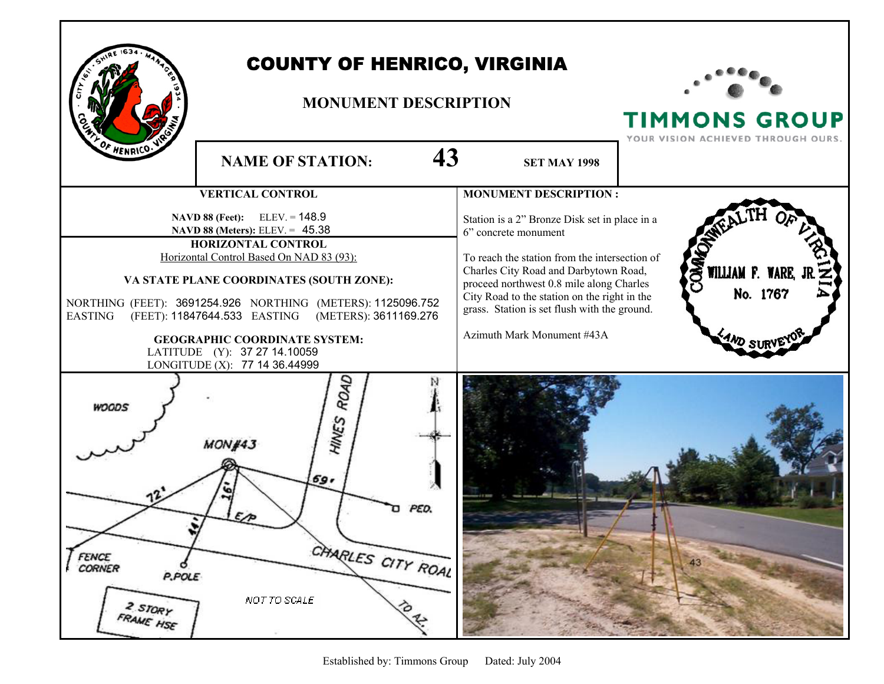# COUNTY OF HENRICO, VIRGINIA

## MONUMENT DESCRIPTION

TIMMONS GROUP
YOUR VISION ACHIEVED THROUGH OURS.

**NAME OF STATION:** **43** **SET MAY 1998**

### VERTICAL CONTROL

**NAVD 88 (Feet):** ELEV. = 148.9
**NAVD 88 (Meters):** ELEV. = 45.38

### HORIZONTAL CONTROL

Horizontal Control Based On NAD 83 (93):

**VA STATE PLANE COORDINATES (SOUTH ZONE):**

NORTHING (FEET): 3691254.926 NORTHING (METERS): 1125096.752
EASTING (FEET): 11847644.533 EASTING (METERS): 3611169.276

**GEOGRAPHIC COORDINATE SYSTEM:**

LATITUDE (Y): 37 27 14.10059
LONGITUDE (X): 77 14 36.44999

### MONUMENT DESCRIPTION :

Station is a 2" Bronze Disk set in place in a 6" concrete monument

To reach the station from the intersection of Charles City Road and Darbytown Road, proceed northwest 0.8 mile along Charles City Road to the station on the right in the grass. Station is set flush with the ground.

Azimuth Mark Monument #43A

COMMONWEALTH OF VIRGINIA
WILLIAM F. WARE, JR.
No. 1767
LAND SURVEYOR

WOODS
MON#43
HINES ROAD
69'
72'
16'
E/P
PED.
44'
FENCE CORNER
P.POLE
CHARLES CITY ROAD
2 STORY FRAME HSE
NOT TO SCALE
TO AZ.
N

Established by: Timmons Group Dated: July 2004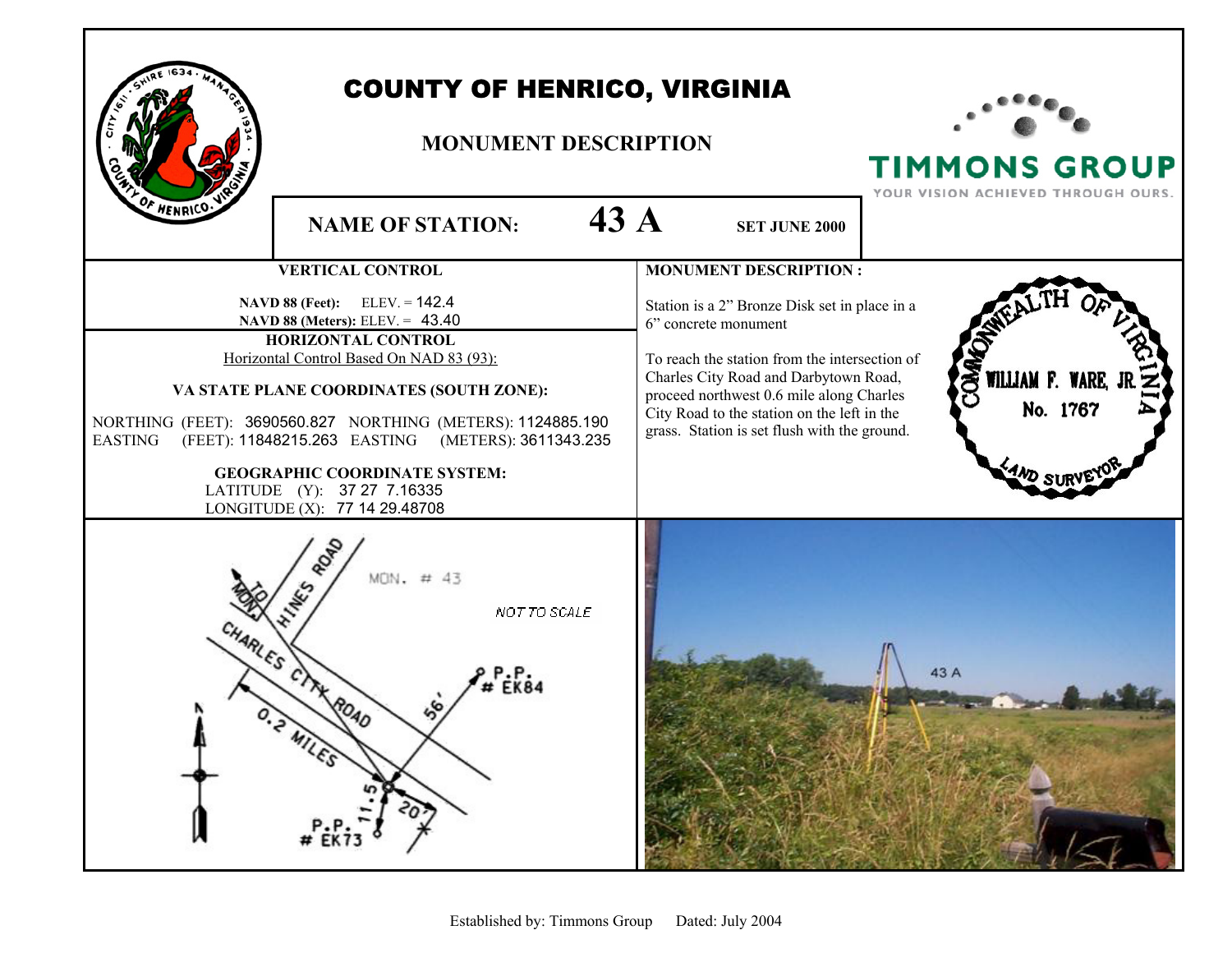# COUNTY OF HENRICO, VIRGINIA

## MONUMENT DESCRIPTION

TIMMONS GROUP

YOUR VISION ACHIEVED THROUGH OURS.

**NAME OF STATION:** **43 A** **SET JUNE 2000**

### VERTICAL CONTROL

**NAVD 88 (Feet):** ELEV. = 142.4
**NAVD 88 (Meters):** ELEV. = 43.40

### HORIZONTAL CONTROL

Horizontal Control Based On NAD 83 (93):

**VA STATE PLANE COORDINATES (SOUTH ZONE):**

NORTHING (FEET): 3690560.827 NORTHING (METERS): 1124885.190
EASTING (FEET): 11848215.263 EASTING (METERS): 3611343.235

**GEOGRAPHIC COORDINATE SYSTEM:**

LATITUDE (Y): 37 27 7.16335
LONGITUDE (X): 77 14 29.48708

### MONUMENT DESCRIPTION :

Station is a 2" Bronze Disk set in place in a 6" concrete monument

To reach the station from the intersection of Charles City Road and Darbytown Road, proceed northwest 0.6 mile along Charles City Road to the station on the left in the grass. Station is set flush with the ground.

COMMONWEALTH OF VIRGINIA
WILLIAM F. WARE, JR.
No. 1767
LAND SURVEYOR

TO MON.
HINES ROAD
MON. # 43
NOT TO SCALE
CHARLES CITY ROAD
P.P. # EK84
56'
0.2 MILES
11.5'
20'
P.P. # EK73

43 A

Established by: Timmons Group Dated: July 2004